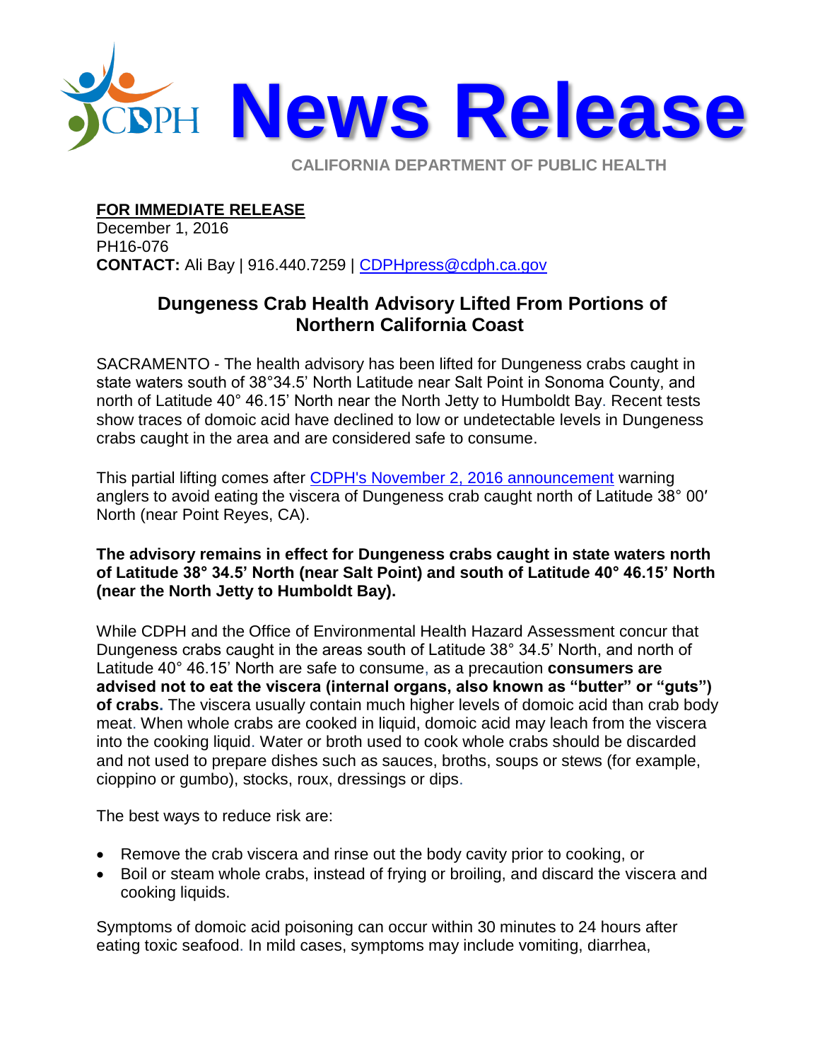# News Release

CALIFORNIA DEPARTMENT OF PUBLIC HEALTH

**FOR IMMEDIATE RELEASE**
December 1, 2016
PH16-076
**CONTACT:** Ali Bay | 916.440.7259 | CDPHpress@cdph.ca.gov

## Dungeness Crab Health Advisory Lifted From Portions of Northern California Coast

SACRAMENTO - The health advisory has been lifted for Dungeness crabs caught in state waters south of 38°34.5' North Latitude near Salt Point in Sonoma County, and north of Latitude 40° 46.15' North near the North Jetty to Humboldt Bay. Recent tests show traces of domoic acid have declined to low or undetectable levels in Dungeness crabs caught in the area and are considered safe to consume.

This partial lifting comes after CDPH's November 2, 2016 announcement warning anglers to avoid eating the viscera of Dungeness crab caught north of Latitude 38° 00′ North (near Point Reyes, CA).

**The advisory remains in effect for Dungeness crabs caught in state waters north of Latitude 38° 34.5' North (near Salt Point) and south of Latitude 40° 46.15' North (near the North Jetty to Humboldt Bay).**

While CDPH and the Office of Environmental Health Hazard Assessment concur that Dungeness crabs caught in the areas south of Latitude 38° 34.5' North, and north of Latitude 40° 46.15' North are safe to consume, as a precaution **consumers are advised not to eat the viscera (internal organs, also known as "butter" or "guts") of crabs.** The viscera usually contain much higher levels of domoic acid than crab body meat. When whole crabs are cooked in liquid, domoic acid may leach from the viscera into the cooking liquid. Water or broth used to cook whole crabs should be discarded and not used to prepare dishes such as sauces, broths, soups or stews (for example, cioppino or gumbo), stocks, roux, dressings or dips.

The best ways to reduce risk are:

- Remove the crab viscera and rinse out the body cavity prior to cooking, or
- Boil or steam whole crabs, instead of frying or broiling, and discard the viscera and cooking liquids.

Symptoms of domoic acid poisoning can occur within 30 minutes to 24 hours after eating toxic seafood. In mild cases, symptoms may include vomiting, diarrhea,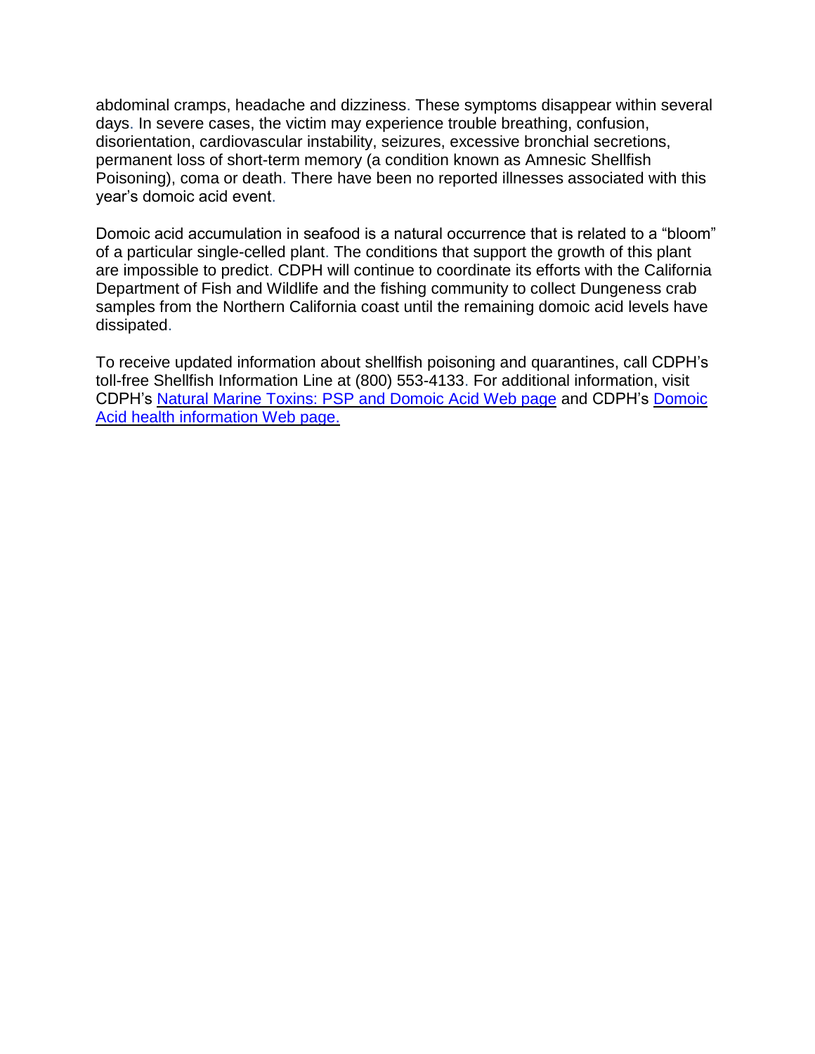abdominal cramps, headache and dizziness. These symptoms disappear within several days. In severe cases, the victim may experience trouble breathing, confusion, disorientation, cardiovascular instability, seizures, excessive bronchial secretions, permanent loss of short-term memory (a condition known as Amnesic Shellfish Poisoning), coma or death. There have been no reported illnesses associated with this year's domoic acid event.

Domoic acid accumulation in seafood is a natural occurrence that is related to a "bloom" of a particular single-celled plant. The conditions that support the growth of this plant are impossible to predict. CDPH will continue to coordinate its efforts with the California Department of Fish and Wildlife and the fishing community to collect Dungeness crab samples from the Northern California coast until the remaining domoic acid levels have dissipated.

To receive updated information about shellfish poisoning and quarantines, call CDPH's toll-free Shellfish Information Line at (800) 553-4133. For additional information, visit CDPH's Natural Marine Toxins: PSP and Domoic Acid Web page and CDPH's Domoic Acid health information Web page.